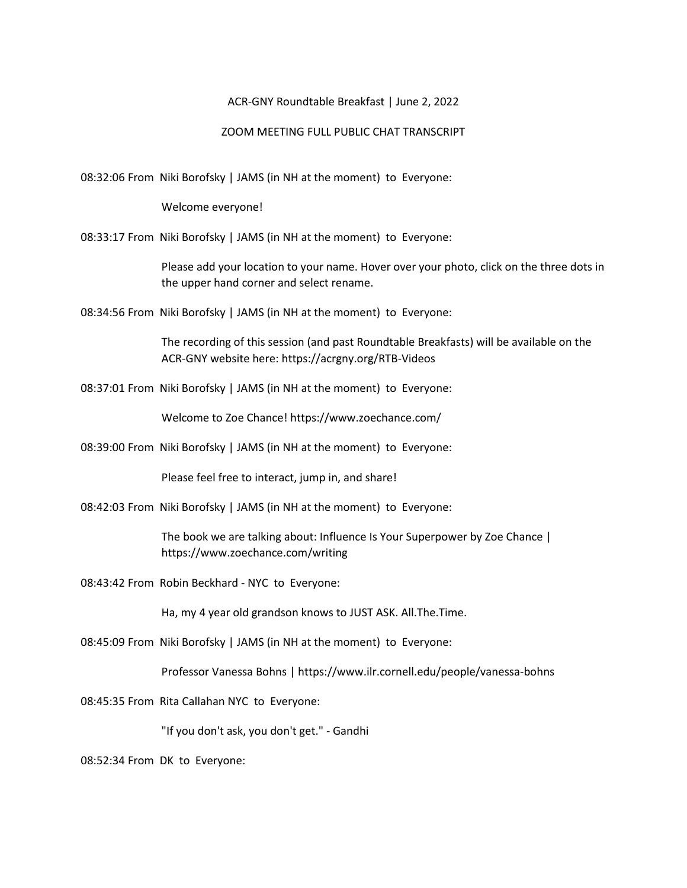ACR-GNY Roundtable Breakfast | June 2, 2022

ZOOM MEETING FULL PUBLIC CHAT TRANSCRIPT

08:32:06 From Niki Borofsky | JAMS (in NH at the moment) to Everyone:

Welcome everyone!

08:33:17 From Niki Borofsky | JAMS (in NH at the moment) to Everyone:

Please add your location to your name. Hover over your photo, click on the three dots in the upper hand corner and select rename.

08:34:56 From Niki Borofsky | JAMS (in NH at the moment) to Everyone:

The recording of this session (and past Roundtable Breakfasts) will be available on the ACR-GNY website here: https://acrgny.org/RTB-Videos

08:37:01 From Niki Borofsky | JAMS (in NH at the moment) to Everyone:

Welcome to Zoe Chance! https://www.zoechance.com/

08:39:00 From Niki Borofsky | JAMS (in NH at the moment) to Everyone:

Please feel free to interact, jump in, and share!

08:42:03 From Niki Borofsky | JAMS (in NH at the moment) to Everyone:

The book we are talking about: Influence Is Your Superpower by Zoe Chance | https://www.zoechance.com/writing

08:43:42 From Robin Beckhard - NYC to Everyone:

Ha, my 4 year old grandson knows to JUST ASK. All.The.Time.

08:45:09 From Niki Borofsky | JAMS (in NH at the moment) to Everyone:

Professor Vanessa Bohns | https://www.ilr.cornell.edu/people/vanessa-bohns

08:45:35 From Rita Callahan NYC to Everyone:

"If you don't ask, you don't get." - Gandhi

08:52:34 From DK to Everyone: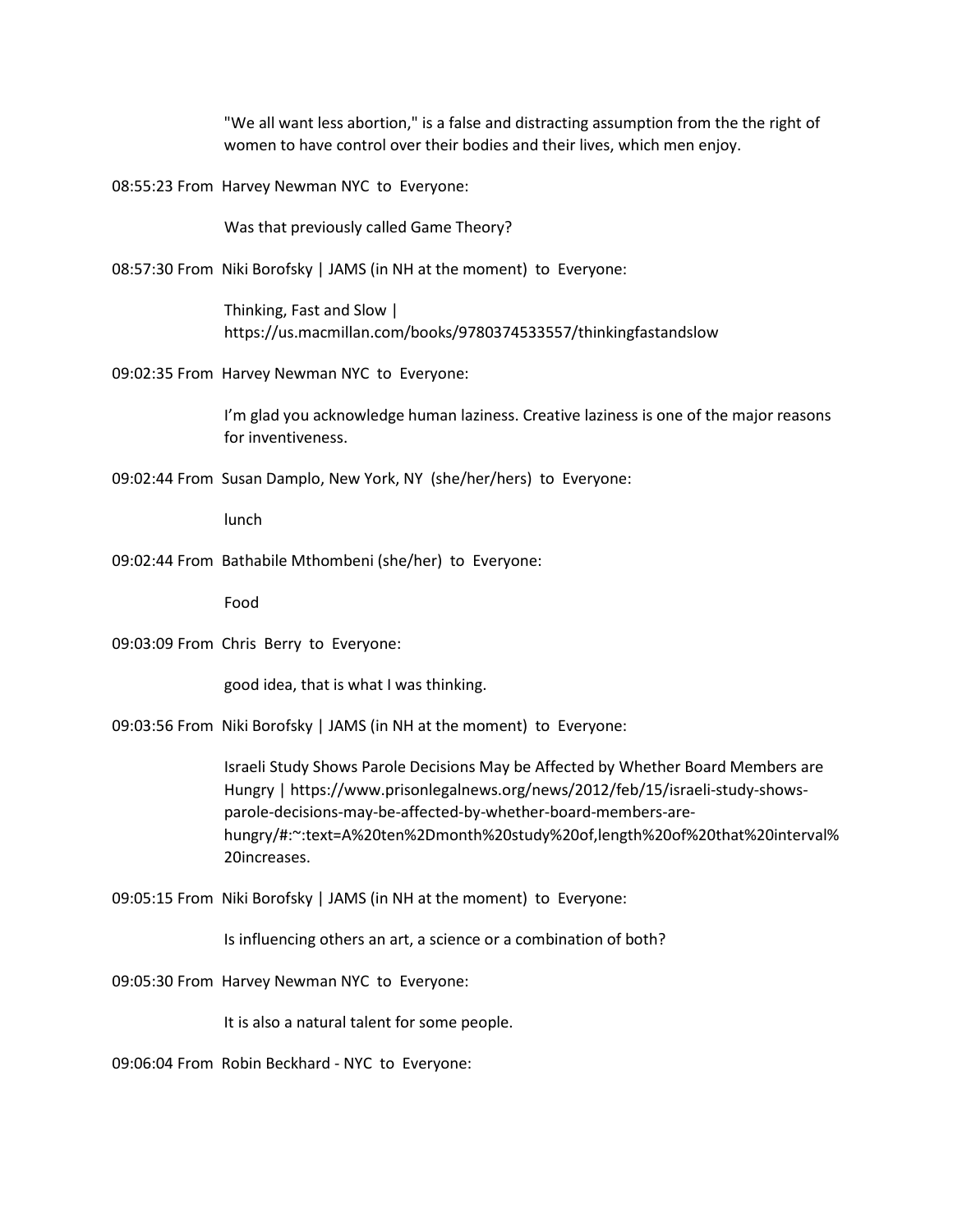"We all want less abortion," is a false and distracting assumption from the the right of women to have control over their bodies and their lives, which men enjoy.

08:55:23 From Harvey Newman NYC to Everyone:

Was that previously called Game Theory?

08:57:30 From Niki Borofsky | JAMS (in NH at the moment) to Everyone:

Thinking, Fast and Slow | https://us.macmillan.com/books/9780374533557/thinkingfastandslow

09:02:35 From Harvey Newman NYC to Everyone:

I'm glad you acknowledge human laziness. Creative laziness is one of the major reasons for inventiveness.

09:02:44 From Susan Damplo, New York, NY (she/her/hers) to Everyone:

lunch

09:02:44 From Bathabile Mthombeni (she/her) to Everyone:

Food

09:03:09 From Chris Berry to Everyone:

good idea, that is what I was thinking.

09:03:56 From Niki Borofsky | JAMS (in NH at the moment) to Everyone:

Israeli Study Shows Parole Decisions May be Affected by Whether Board Members are Hungry | https://www.prisonlegalnews.org/news/2012/feb/15/israeli-study-shows-parole-decisions-may-be-affected-by-whether-board-members-are-hungry/#:~:text=A%20ten%2Dmonth%20study%20of,length%20of%20that%20interval%20increases.

09:05:15 From Niki Borofsky | JAMS (in NH at the moment) to Everyone:

Is influencing others an art, a science or a combination of both?

09:05:30 From Harvey Newman NYC to Everyone:

It is also a natural talent for some people.

09:06:04 From Robin Beckhard - NYC to Everyone: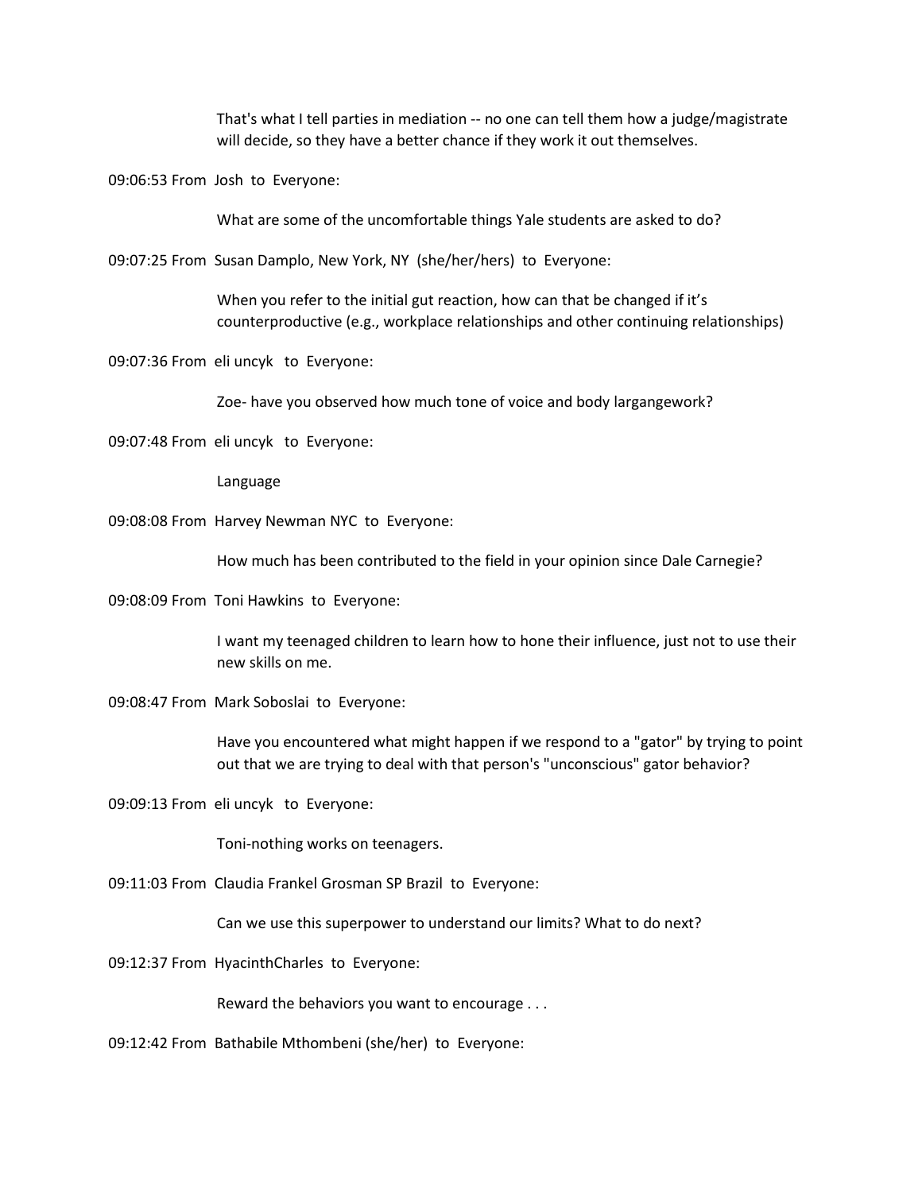That's what I tell parties in mediation -- no one can tell them how a judge/magistrate will decide, so they have a better chance if they work it out themselves.

09:06:53 From Josh to Everyone:

What are some of the uncomfortable things Yale students are asked to do?

09:07:25 From Susan Damplo, New York, NY (she/her/hers) to Everyone:

When you refer to the initial gut reaction, how can that be changed if it's counterproductive (e.g., workplace relationships and other continuing relationships)

09:07:36 From eli uncyk to Everyone:

Zoe- have you observed how much tone of voice and body largangework?

09:07:48 From eli uncyk to Everyone:

Language

09:08:08 From Harvey Newman NYC to Everyone:

How much has been contributed to the field in your opinion since Dale Carnegie?

09:08:09 From Toni Hawkins to Everyone:

I want my teenaged children to learn how to hone their influence, just not to use their new skills on me.

09:08:47 From Mark Soboslai to Everyone:

Have you encountered what might happen if we respond to a "gator" by trying to point out that we are trying to deal with that person's "unconscious" gator behavior?

09:09:13 From eli uncyk to Everyone:

Toni-nothing works on teenagers.

09:11:03 From Claudia Frankel Grosman SP Brazil to Everyone:

Can we use this superpower to understand our limits? What to do next?

09:12:37 From HyacinthCharles to Everyone:

Reward the behaviors you want to encourage . . .

09:12:42 From Bathabile Mthombeni (she/her) to Everyone: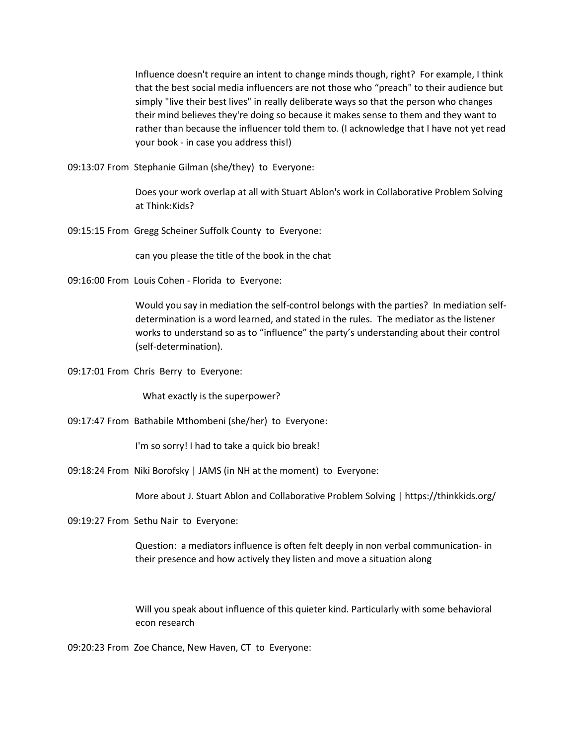Influence doesn't require an intent to change minds though, right? For example, I think that the best social media influencers are not those who “preach" to their audience but simply "live their best lives" in really deliberate ways so that the person who changes their mind believes they're doing so because it makes sense to them and they want to rather than because the influencer told them to. (I acknowledge that I have not yet read your book - in case you address this!)

09:13:07 From Stephanie Gilman (she/they) to Everyone:

Does your work overlap at all with Stuart Ablon's work in Collaborative Problem Solving at Think:Kids?

09:15:15 From Gregg Scheiner Suffolk County to Everyone:

can you please the title of the book in the chat

09:16:00 From Louis Cohen - Florida to Everyone:

Would you say in mediation the self-control belongs with the parties? In mediation self-determination is a word learned, and stated in the rules. The mediator as the listener works to understand so as to “influence” the party’s understanding about their control (self-determination).

09:17:01 From Chris Berry to Everyone:

What exactly is the superpower?

09:17:47 From Bathabile Mthombeni (she/her) to Everyone:

I'm so sorry! I had to take a quick bio break!

09:18:24 From Niki Borofsky | JAMS (in NH at the moment) to Everyone:

More about J. Stuart Ablon and Collaborative Problem Solving | https://thinkkids.org/

09:19:27 From Sethu Nair to Everyone:

Question: a mediators influence is often felt deeply in non verbal communication- in their presence and how actively they listen and move a situation along

Will you speak about influence of this quieter kind. Particularly with some behavioral econ research

09:20:23 From Zoe Chance, New Haven, CT to Everyone: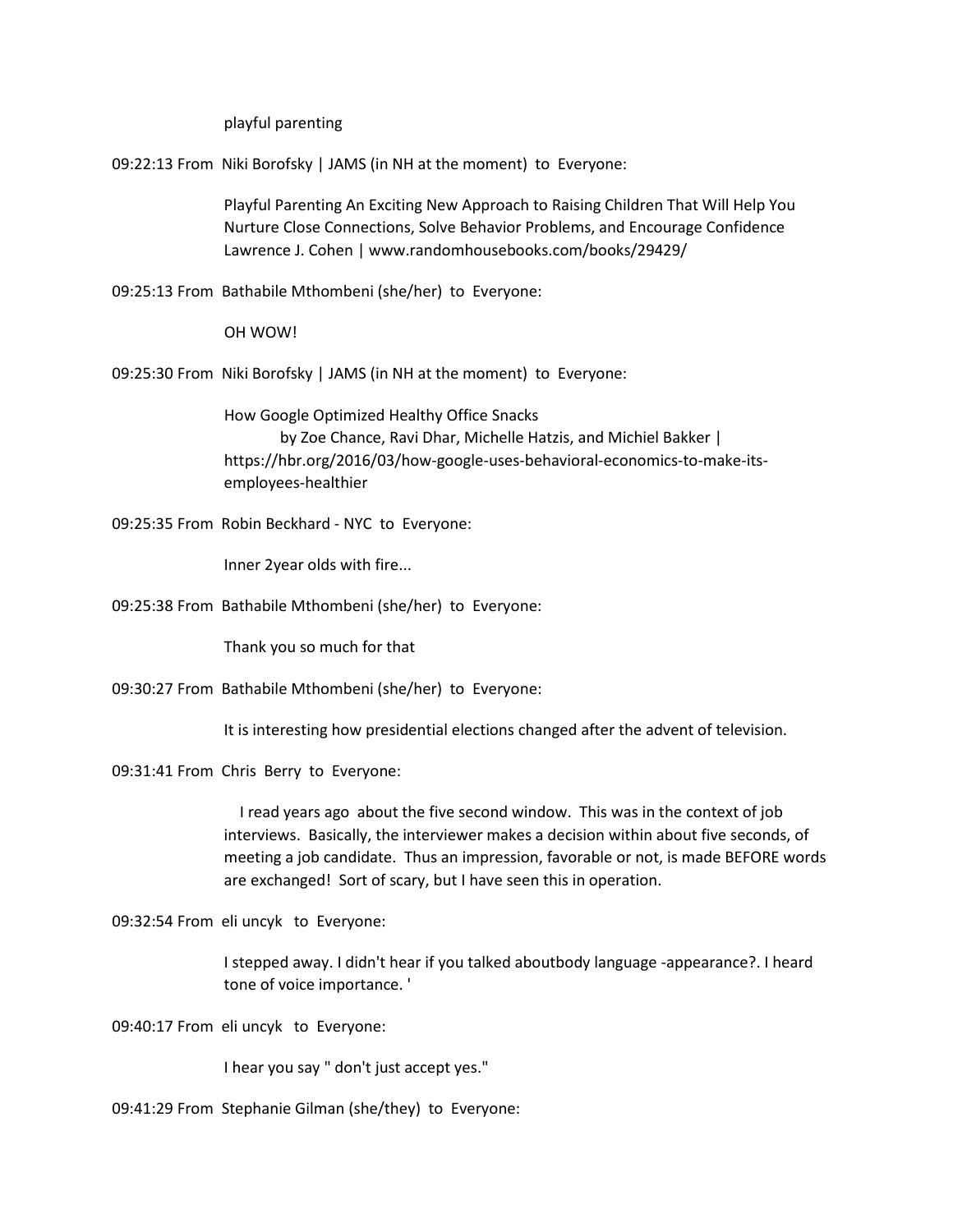playful parenting

09:22:13 From Niki Borofsky | JAMS (in NH at the moment) to Everyone:

Playful Parenting An Exciting New Approach to Raising Children That Will Help You Nurture Close Connections, Solve Behavior Problems, and Encourage Confidence Lawrence J. Cohen | www.randomhousebooks.com/books/29429/

09:25:13 From Bathabile Mthombeni (she/her) to Everyone:

OH WOW!

09:25:30 From Niki Borofsky | JAMS (in NH at the moment) to Everyone:

How Google Optimized Healthy Office Snacks
by Zoe Chance, Ravi Dhar, Michelle Hatzis, and Michiel Bakker | https://hbr.org/2016/03/how-google-uses-behavioral-economics-to-make-its-employees-healthier

09:25:35 From Robin Beckhard - NYC to Everyone:

Inner 2year olds with fire...

09:25:38 From Bathabile Mthombeni (she/her) to Everyone:

Thank you so much for that

09:30:27 From Bathabile Mthombeni (she/her) to Everyone:

It is interesting how presidential elections changed after the advent of television.

09:31:41 From Chris Berry to Everyone:

I read years ago about the five second window. This was in the context of job interviews. Basically, the interviewer makes a decision within about five seconds, of meeting a job candidate. Thus an impression, favorable or not, is made BEFORE words are exchanged! Sort of scary, but I have seen this in operation.

09:32:54 From eli uncyk to Everyone:

I stepped away. I didn't hear if you talked aboutbody language -appearance?. I heard tone of voice importance. '

09:40:17 From eli uncyk to Everyone:

I hear you say " don't just accept yes."

09:41:29 From Stephanie Gilman (she/they) to Everyone: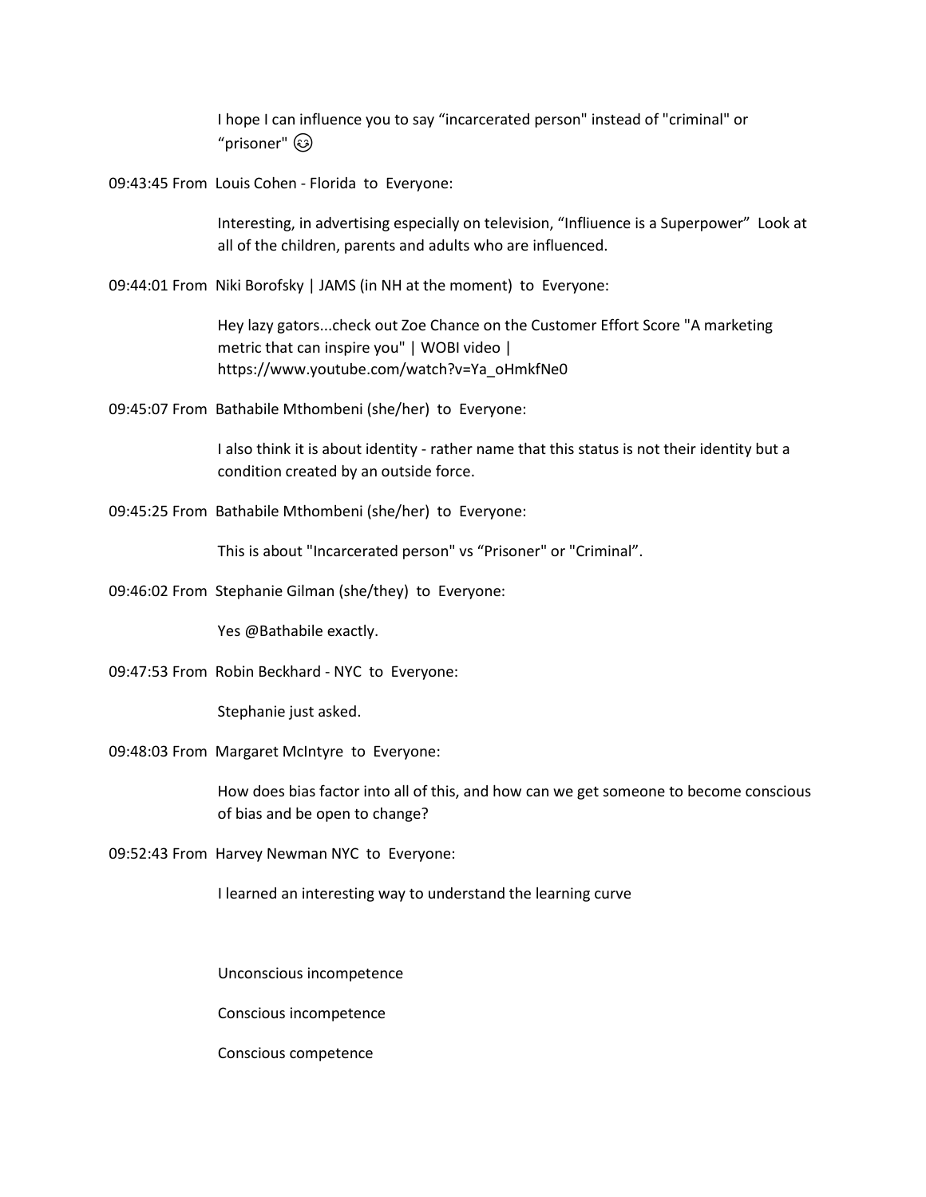I hope I can influence you to say “incarcerated person" instead of "criminal" or “prisoner" 😉

09:43:45 From Louis Cohen - Florida to Everyone:

Interesting, in advertising especially on television, “Infliuence is a Superpower” Look at all of the children, parents and adults who are influenced.

09:44:01 From Niki Borofsky | JAMS (in NH at the moment) to Everyone:

Hey lazy gators...check out Zoe Chance on the Customer Effort Score "A marketing metric that can inspire you" | WOBI video | https://www.youtube.com/watch?v=Ya_oHmkfNe0

09:45:07 From Bathabile Mthombeni (she/her) to Everyone:

I also think it is about identity - rather name that this status is not their identity but a condition created by an outside force.

09:45:25 From Bathabile Mthombeni (she/her) to Everyone:

This is about "Incarcerated person" vs “Prisoner" or "Criminal”.

09:46:02 From Stephanie Gilman (she/they) to Everyone:

Yes @Bathabile exactly.

09:47:53 From Robin Beckhard - NYC to Everyone:

Stephanie just asked.

09:48:03 From Margaret McIntyre to Everyone:

How does bias factor into all of this, and how can we get someone to become conscious of bias and be open to change?

09:52:43 From Harvey Newman NYC to Everyone:

I learned an interesting way to understand the learning curve

Unconscious incompetence

Conscious incompetence

Conscious competence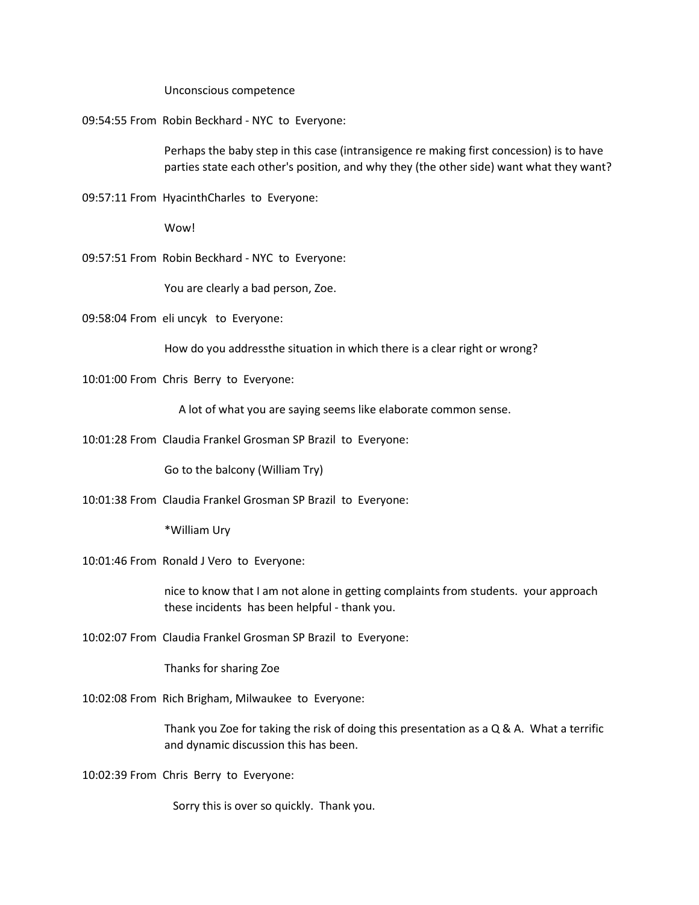Unconscious competence

09:54:55 From Robin Beckhard - NYC to Everyone:

Perhaps the baby step in this case (intransigence re making first concession) is to have parties state each other's position, and why they (the other side) want what they want?

09:57:11 From HyacinthCharles to Everyone:

Wow!

09:57:51 From Robin Beckhard - NYC to Everyone:

You are clearly a bad person, Zoe.

09:58:04 From eli uncyk to Everyone:

How do you addressthe situation in which there is a clear right or wrong?

10:01:00 From Chris Berry to Everyone:

A lot of what you are saying seems like elaborate common sense.

10:01:28 From Claudia Frankel Grosman SP Brazil to Everyone:

Go to the balcony (William Try)

10:01:38 From Claudia Frankel Grosman SP Brazil to Everyone:

*William Ury

10:01:46 From Ronald J Vero to Everyone:

nice to know that I am not alone in getting complaints from students. your approach these incidents has been helpful - thank you.

10:02:07 From Claudia Frankel Grosman SP Brazil to Everyone:

Thanks for sharing Zoe

10:02:08 From Rich Brigham, Milwaukee to Everyone:

Thank you Zoe for taking the risk of doing this presentation as a Q & A. What a terrific and dynamic discussion this has been.

10:02:39 From Chris Berry to Everyone:

Sorry this is over so quickly. Thank you.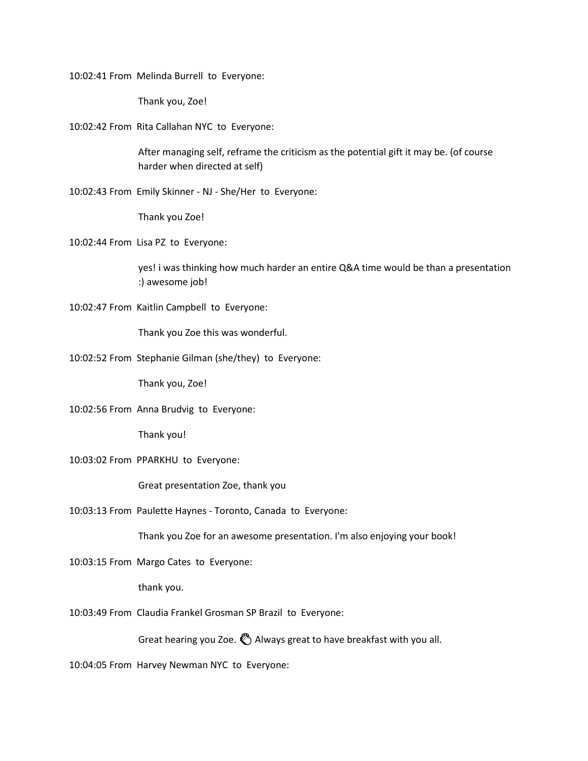10:02:41 From Melinda Burrell to Everyone:

Thank you, Zoe!

10:02:42 From Rita Callahan NYC to Everyone:

After managing self, reframe the criticism as the potential gift it may be. (of course harder when directed at self)

10:02:43 From Emily Skinner - NJ - She/Her to Everyone:

Thank you Zoe!

10:02:44 From Lisa PZ to Everyone:

yes! i was thinking how much harder an entire Q&A time would be than a presentation :) awesome job!

10:02:47 From Kaitlin Campbell to Everyone:

Thank you Zoe this was wonderful.

10:02:52 From Stephanie Gilman (she/they) to Everyone:

Thank you, Zoe!

10:02:56 From Anna Brudvig to Everyone:

Thank you!

10:03:02 From PPARKHU to Everyone:

Great presentation Zoe, thank you

10:03:13 From Paulette Haynes - Toronto, Canada to Everyone:

Thank you Zoe for an awesome presentation. I'm also enjoying your book!

10:03:15 From Margo Cates to Everyone:

thank you.

10:03:49 From Claudia Frankel Grosman SP Brazil to Everyone:

Great hearing you Zoe. 👏 Always great to have breakfast with you all.

10:04:05 From Harvey Newman NYC to Everyone: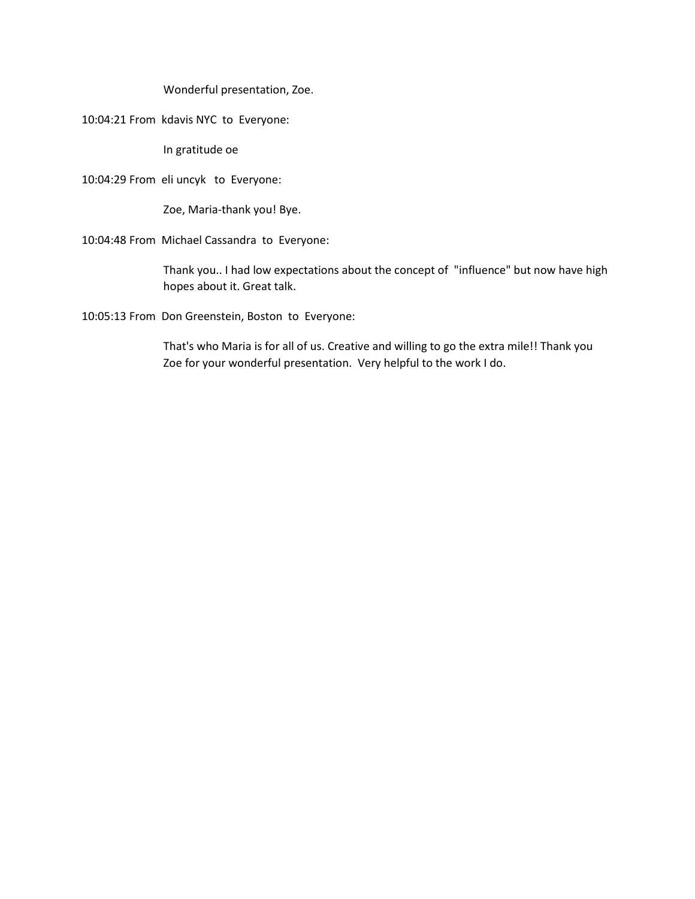Wonderful presentation, Zoe.

10:04:21 From kdavis NYC to Everyone:

In gratitude oe

10:04:29 From eli uncyk to Everyone:

Zoe, Maria-thank you! Bye.

10:04:48 From Michael Cassandra to Everyone:

Thank you.. I had low expectations about the concept of "influence" but now have high hopes about it. Great talk.

10:05:13 From Don Greenstein, Boston to Everyone:

That's who Maria is for all of us. Creative and willing to go the extra mile!! Thank you Zoe for your wonderful presentation. Very helpful to the work I do.